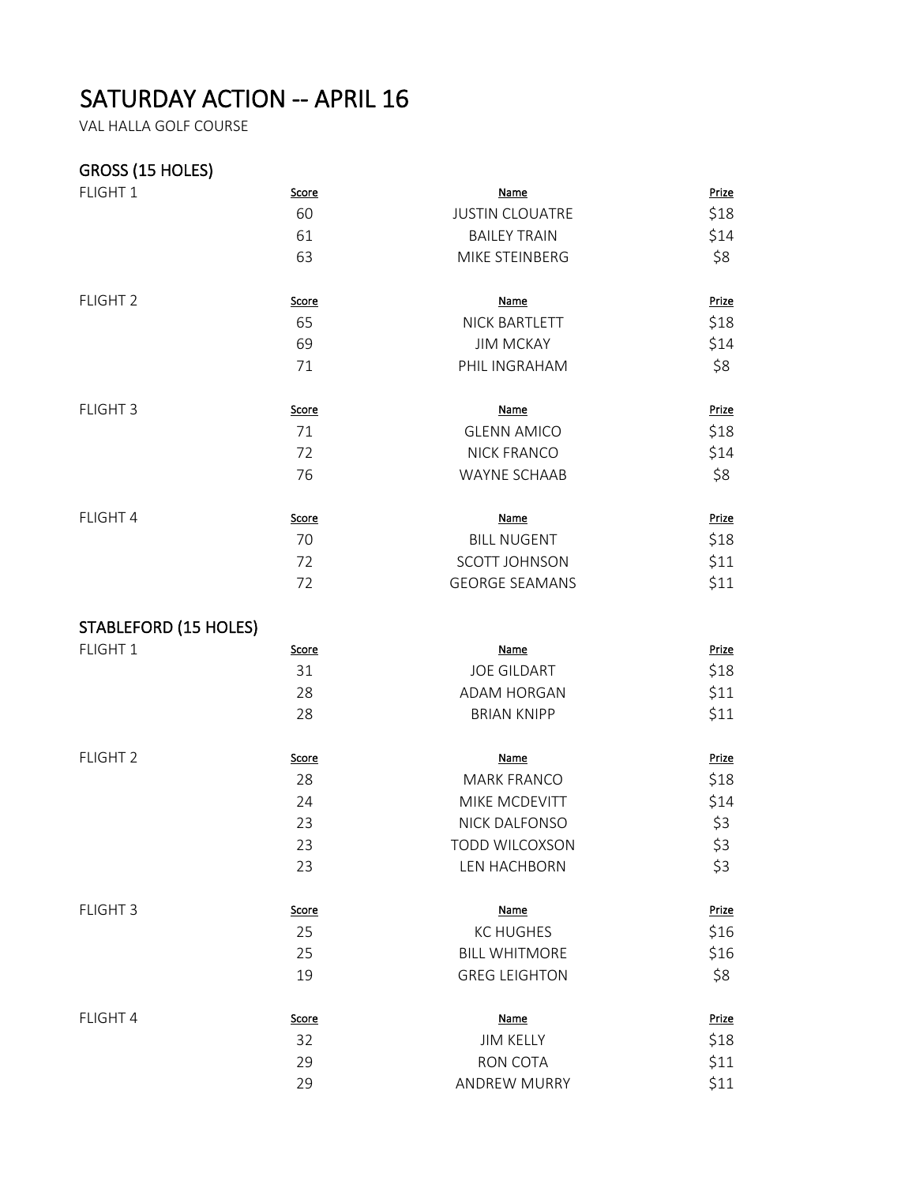# SATURDAY ACTION -- APRIL 16

VAL HALLA GOLF COURSE

## GROSS (15 HOLES)

| | Score | Name | Prize |
|---|---|---|---|
| FLIGHT 1 | 60 | JUSTIN CLOUATRE | $18 |
| | 61 | BAILEY TRAIN | $14 |
| | 63 | MIKE STEINBERG | $8 |

| | Score | Name | Prize |
|---|---|---|---|
| FLIGHT 2 | 65 | NICK BARTLETT | $18 |
| | 69 | JIM MCKAY | $14 |
| | 71 | PHIL INGRAHAM | $8 |

| | Score | Name | Prize |
|---|---|---|---|
| FLIGHT 3 | 71 | GLENN AMICO | $18 |
| | 72 | NICK FRANCO | $14 |
| | 76 | WAYNE SCHAAB | $8 |

| | Score | Name | Prize |
|---|---|---|---|
| FLIGHT 4 | 70 | BILL NUGENT | $18 |
| | 72 | SCOTT JOHNSON | $11 |
| | 72 | GEORGE SEAMANS | $11 |

## STABLEFORD (15 HOLES)

| | Score | Name | Prize |
|---|---|---|---|
| FLIGHT 1 | 31 | JOE GILDART | $18 |
| | 28 | ADAM HORGAN | $11 |
| | 28 | BRIAN KNIPP | $11 |

| | Score | Name | Prize |
|---|---|---|---|
| FLIGHT 2 | 28 | MARK FRANCO | $18 |
| | 24 | MIKE MCDEVITT | $14 |
| | 23 | NICK DALFONSO | $3 |
| | 23 | TODD WILCOXSON | $3 |
| | 23 | LEN HACHBORN | $3 |

| | Score | Name | Prize |
|---|---|---|---|
| FLIGHT 3 | 25 | KC HUGHES | $16 |
| | 25 | BILL WHITMORE | $16 |
| | 19 | GREG LEIGHTON | $8 |

| | Score | Name | Prize |
|---|---|---|---|
| FLIGHT 4 | 32 | JIM KELLY | $18 |
| | 29 | RON COTA | $11 |
| | 29 | ANDREW MURRY | $11 |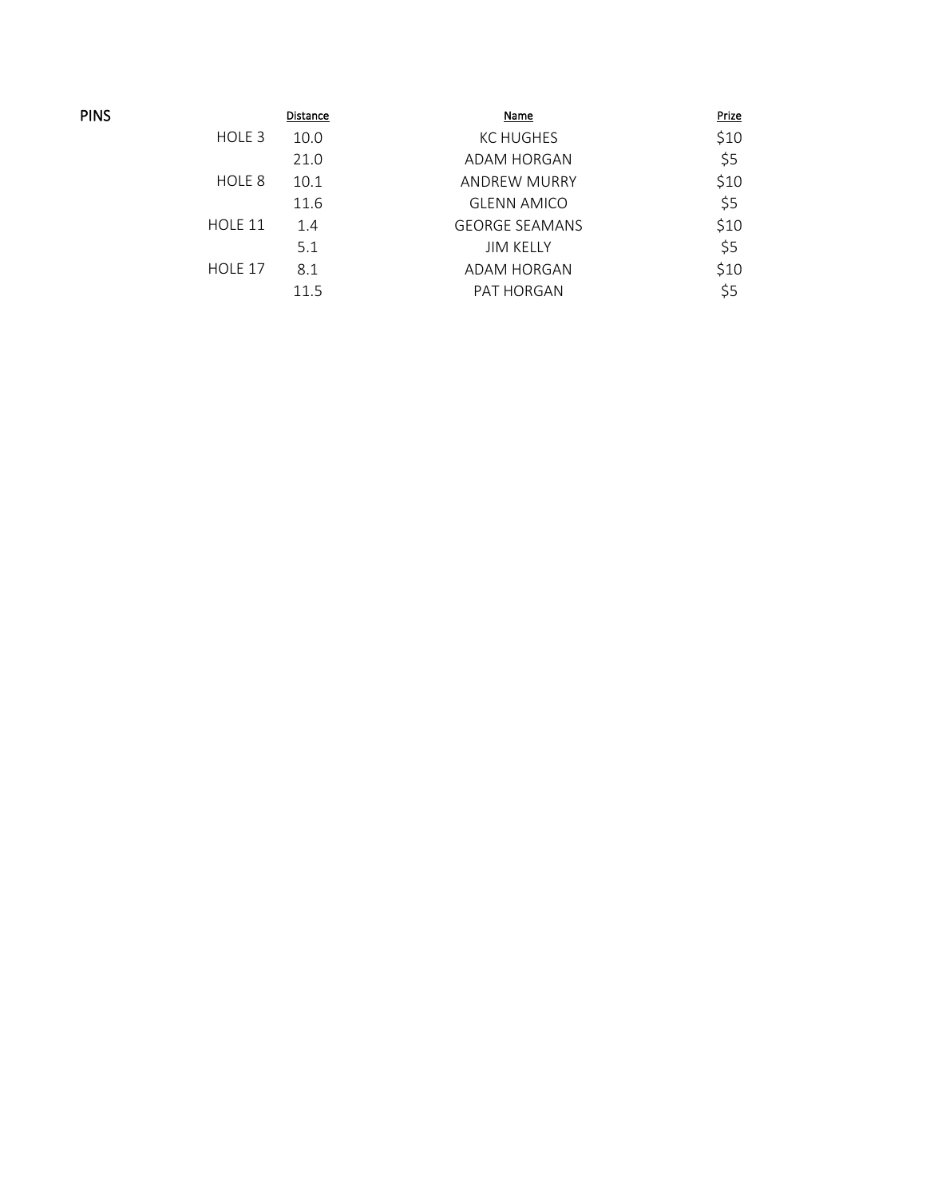| PINS | | Distance | Name | Prize |
|---|---|---|---|---|
| | HOLE 3 | 10.0 | KC HUGHES | $10 |
| | | 21.0 | ADAM HORGAN | $5 |
| | HOLE 8 | 10.1 | ANDREW MURRY | $10 |
| | | 11.6 | GLENN AMICO | $5 |
| | HOLE 11 | 1.4 | GEORGE SEAMANS | $10 |
| | | 5.1 | JIM KELLY | $5 |
| | HOLE 17 | 8.1 | ADAM HORGAN | $10 |
| | | 11.5 | PAT HORGAN | $5 |